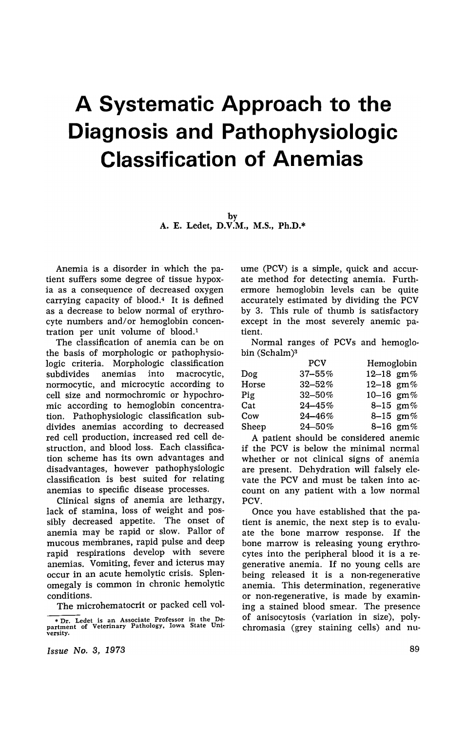# A Systematic Approach to the Diagnosis and Pathophysiologic Classification of Anemias

by
A. E. Ledet, D.V.M., M.S., Ph.D.*

Anemia is a disorder in which the patient suffers some degree of tissue hypoxia as a consequence of decreased oxygen carrying capacity of blood.[4] It is defined as a decrease to below normal of erythrocyte numbers and/or hemoglobin concentration per unit volume of blood.[1]

The classification of anemia can be on the basis of morphologic or pathophysiologic criteria. Morphologic classification subdivides anemias into macrocytic, normocytic, and microcytic according to cell size and normochromic or hypochromic according to hemoglobin concentration. Pathophysiologic classification subdivides anemias according to decreased red cell production, increased red cell destruction, and blood loss. Each classification scheme has its own advantages and disadvantages, however pathophysiologic classification is best suited for relating anemias to specific disease processes.

Clinical signs of anemia are lethargy, lack of stamina, loss of weight and possibly decreased appetite. The onset of anemia may be rapid or slow. Pallor of mucous membranes, rapid pulse and deep rapid respirations develop with severe anemias. Vomiting, fever and icterus may occur in an acute hemolytic crisis. Splenomegaly is common in chronic hemolytic conditions.

The microhematocrit or packed cell volume (PCV) is a simple, quick and accurate method for detecting anemia. Furthermore hemoglobin levels can be quite accurately estimated by dividing the PCV by 3. This rule of thumb is satisfactory except in the most severely anemic patient.

Normal ranges of PCVs and hemoglobin (Schalm)[3]

| | PCV | Hemoglobin |
|---|---|---|
| Dog | 37–55% | 12–18 gm% |
| Horse | 32–52% | 12–18 gm% |
| Pig | 32–50% | 10–16 gm% |
| Cat | 24–45% | 8–15 gm% |
| Cow | 24–46% | 8–15 gm% |
| Sheep | 24–50% | 8–16 gm% |

A patient should be considered anemic if the PCV is below the minimal normal whether or not clinical signs of anemia are present. Dehydration will falsely elevate the PCV and must be taken into account on any patient with a low normal PCV.

Once you have established that the patient is anemic, the next step is to evaluate the bone marrow response. If the bone marrow is releasing young erythrocytes into the peripheral blood it is a regenerative anemia. If no young cells are being released it is a non-regenerative anemia. This determination, regenerative or non-regenerative, is made by examining a stained blood smear. The presence of anisocytosis (variation in size), polychromasia (grey staining cells) and nu-

* Dr. Ledet is an Associate Professor in the Department of Veterinary Pathology, Iowa State University.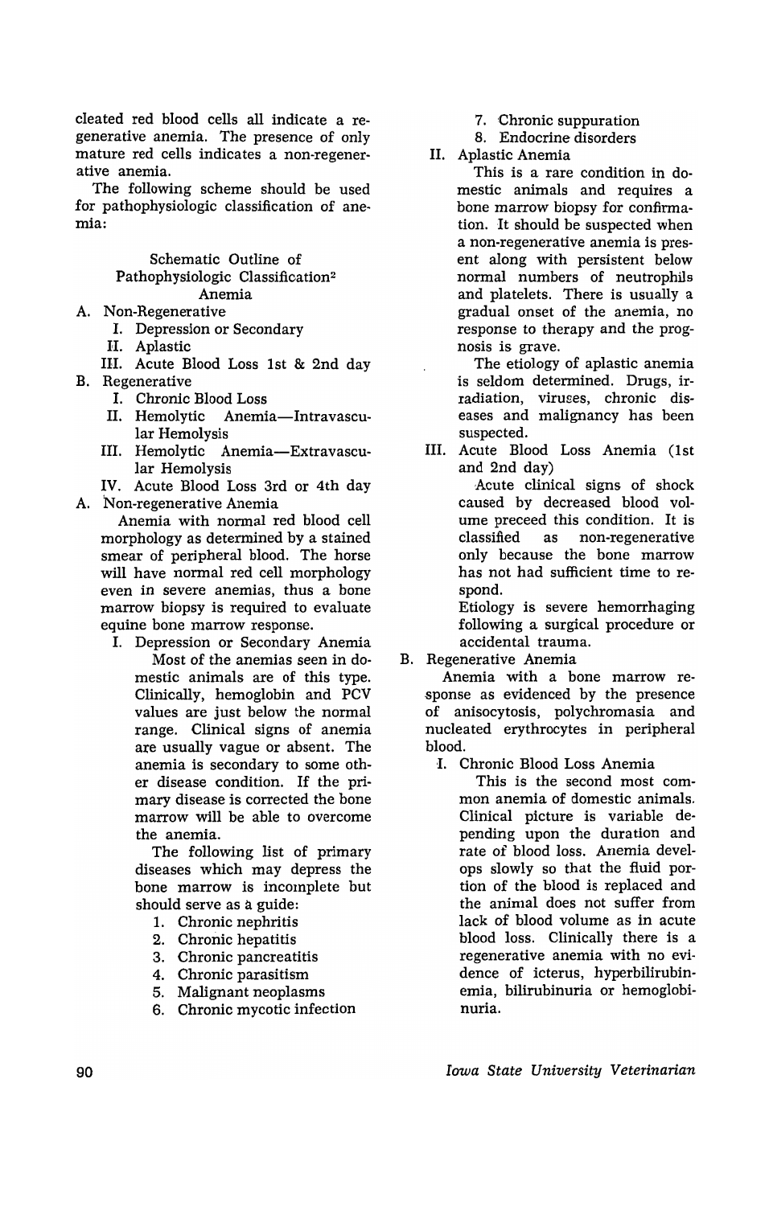cleated red blood cells all indicate a regenerative anemia. The presence of only mature red cells indicates a non-regenerative anemia.

The following scheme should be used for pathophysiologic classification of anemia:

Schematic Outline of
Pathophysiologic Classification[2]
Anemia

A. Non-Regenerative
   I. Depression or Secondary
   II. Aplastic
   III. Acute Blood Loss 1st & 2nd day
B. Regenerative
   I. Chronic Blood Loss
   II. Hemolytic Anemia—Intravascular Hemolysis
   III. Hemolytic Anemia—Extravascular Hemolysis
   IV. Acute Blood Loss 3rd or 4th day

A. Non-regenerative Anemia

Anemia with normal red blood cell morphology as determined by a stained smear of peripheral blood. The horse will have normal red cell morphology even in severe anemias, thus a bone marrow biopsy is required to evaluate equine bone marrow response.

I. Depression or Secondary Anemia

Most of the anemias seen in domestic animals are of this type. Clinically, hemoglobin and PCV values are just below the normal range. Clinical signs of anemia are usually vague or absent. The anemia is secondary to some other disease condition. If the primary disease is corrected the bone marrow will be able to overcome the anemia.

The following list of primary diseases which may depress the bone marrow is incomplete but should serve as a guide:

1. Chronic nephritis
2. Chronic hepatitis
3. Chronic pancreatitis
4. Chronic parasitism
5. Malignant neoplasms
6. Chronic mycotic infection
7. Chronic suppuration
8. Endocrine disorders

II. Aplastic Anemia

This is a rare condition in domestic animals and requires a bone marrow biopsy for confirmation. It should be suspected when a non-regenerative anemia is present along with persistent below normal numbers of neutrophils and platelets. There is usually a gradual onset of the anemia, no response to therapy and the prognosis is grave.

The etiology of aplastic anemia is seldom determined. Drugs, irradiation, viruses, chronic diseases and malignancy has been suspected.

III. Acute Blood Loss Anemia (1st and 2nd day)

Acute clinical signs of shock caused by decreased blood volume preceed this condition. It is classified as non-regenerative only because the bone marrow has not had sufficient time to respond.

Etiology is severe hemorrhaging following a surgical procedure or accidental trauma.

B. Regenerative Anemia

Anemia with a bone marrow response as evidenced by the presence of anisocytosis, polychromasia and nucleated erythrocytes in peripheral blood.

I. Chronic Blood Loss Anemia

This is the second most common anemia of domestic animals. Clinical picture is variable depending upon the duration and rate of blood loss. Anemia develops slowly so that the fluid portion of the blood is replaced and the animal does not suffer from lack of blood volume as in acute blood loss. Clinically there is a regenerative anemia with no evidence of icterus, hyperbilirubinemia, bilirubinuria or hemoglobinuria.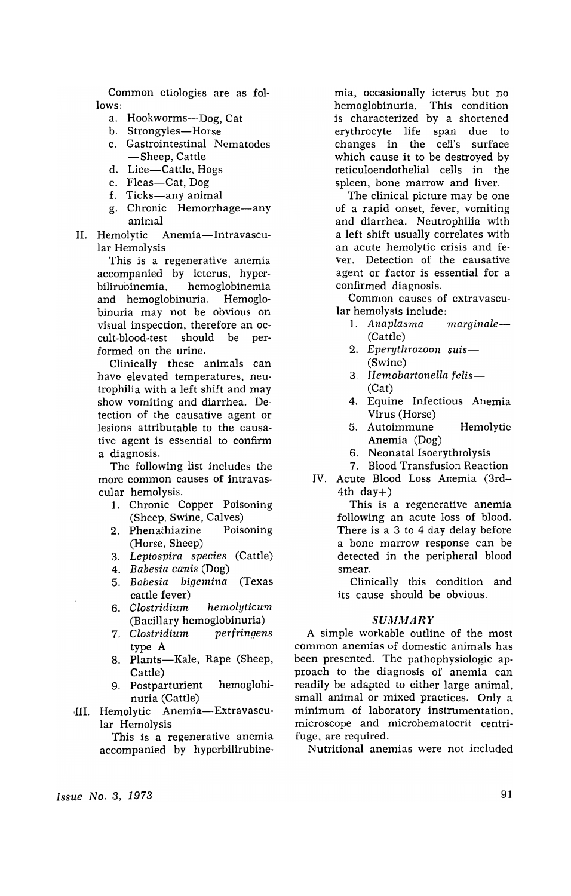Common etiologies are as follows:

a. Hookworms—Dog, Cat
b. Strongyles—Horse
c. Gastrointestinal Nematodes —Sheep, Cattle
d. Lice—Cattle, Hogs
e. Fleas—Cat, Dog
f. Ticks—any animal
g. Chronic Hemorrhage—any animal

II. Hemolytic Anemia—Intravascular Hemolysis

This is a regenerative anemia accompanied by icterus, hyperbilirubinemia, hemoglobinemia and hemoglobinuria. Hemoglobinuria may not be obvious on visual inspection, therefore an occult-blood-test should be performed on the urine.

Clinically these animals can have elevated temperatures, neutrophilia with a left shift and may show vomiting and diarrhea. Detection of the causative agent or lesions attributable to the causative agent is essential to confirm a diagnosis.

The following list includes the more common causes of intravascular hemolysis.

1. Chronic Copper Poisoning (Sheep, Swine, Calves)
2. Phenathiazine Poisoning (Horse, Sheep)
3. *Leptospira species* (Cattle)
4. *Babesia canis* (Dog)
5. *Babesia bigemina* (Texas cattle fever)
6. *Clostridium hemolyticum* (Bacillary hemoglobinuria)
7. *Clostridium perfringens* type A
8. Plants—Kale, Rape (Sheep, Cattle)
9. Postparturient hemoglobinuria (Cattle)

III. Hemolytic Anemia—Extravascular Hemolysis

This is a regenerative anemia accompanied by hyperbilirubinemia, occasionally icterus but no hemoglobinuria. This condition is characterized by a shortened erythrocyte life span due to changes in the cell's surface which cause it to be destroyed by reticuloendothelial cells in the spleen, bone marrow and liver.

The clinical picture may be one of a rapid onset, fever, vomiting and diarrhea. Neutrophilia with a left shift usually correlates with an acute hemolytic crisis and fever. Detection of the causative agent or factor is essential for a confirmed diagnosis.

Common causes of extravascular hemolysis include:

1. *Anaplasma marginale*—(Cattle)
2. *Eperythrozoon suis*—(Swine)
3. *Hemobartonella felis*—(Cat)
4. Equine Infectious Anemia Virus (Horse)
5. Autoimmune Hemolytic Anemia (Dog)
6. Neonatal Isoerythrolysis
7. Blood Transfusion Reaction

IV. Acute Blood Loss Anemia (3rd–4th day+)

This is a regenerative anemia following an acute loss of blood. There is a 3 to 4 day delay before a bone marrow response can be detected in the peripheral blood smear.

Clinically this condition and its cause should be obvious.

## *SUMMARY*

A simple workable outline of the most common anemias of domestic animals has been presented. The pathophysiologic approach to the diagnosis of anemia can readily be adapted to either large animal, small animal or mixed practices. Only a minimum of laboratory instrumentation, microscope and microhematocrit centrifuge, are required.

Nutritional anemias were not included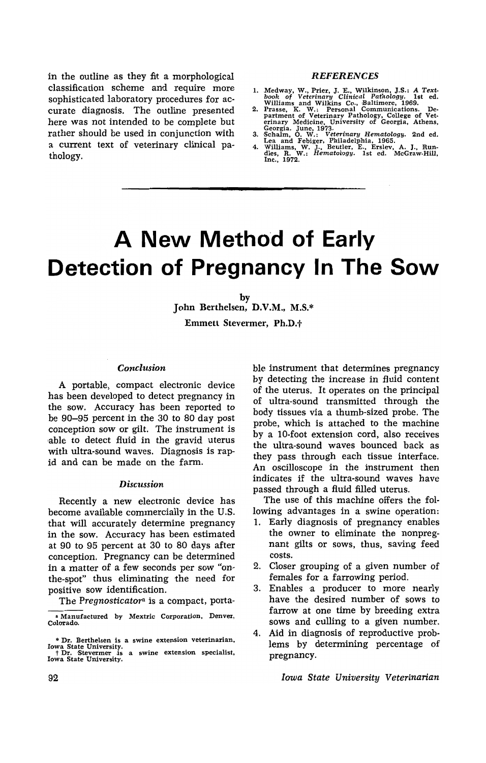in the outline as they fit a morphological classification scheme and require more sophisticated laboratory procedures for accurate diagnosis. The outline presented here was not intended to be complete but rather should be used in conjunction with a current text of veterinary clinical pathology.

### REFERENCES

1. Medway, W., Prier, J. E., Wilkinson, J.S.: *A Textbook of Veterinary Clinical Pathology*. 1st ed. Williams and Wilkins Co., Baltimore, 1969.
2. Prasse, K. W.: Personal Communications. Department of Veterinary Pathology, College of Veterinary Medicine, University of Georgia, Athens, Georgia. June, 1973.
3. Schalm, O. W.: *Veterinary Hematology*. 2nd ed. Lea and Febiger, Philadelphia, 1965.
4. Williams, W. J., Beutler, E., Erslev, A. J., Rundles, R. W.: *Hematology*. 1st ed. McGraw-Hill, Inc., 1972.

---

# A New Method of Early Detection of Pregnancy In The Sow

by

John Berthelsen, D.V.M., M.S.*

Emmett Stevermer, Ph.D.†

### *Conclusion*

A portable, compact electronic device has been developed to detect pregnancy in the sow. Accuracy has been reported to be 90–95 percent in the 30 to 80 day post conception sow or gilt. The instrument is able to detect fluid in the gravid uterus with ultra-sound waves. Diagnosis is rapid and can be made on the farm.

### *Discussion*

Recently a new electronic device has become available commercially in the U.S. that will accurately determine pregnancy in the sow. Accuracy has been estimated at 90 to 95 percent at 30 to 80 days after conception. Pregnancy can be determined in a matter of a few seconds per sow "on-the-spot" thus eliminating the need for positive sow identification.

The *Pregnosticator*[a] is a compact, portable instrument that determines pregnancy by detecting the increase in fluid content of the uterus. It operates on the principal of ultra-sound transmitted through the body tissues via a thumb-sized probe. The probe, which is attached to the machine by a 10-foot extension cord, also receives the ultra-sound waves bounced back as they pass through each tissue interface. An oscilloscope in the instrument then indicates if the ultra-sound waves have passed through a fluid filled uterus.

The use of this machine offers the following advantages in a swine operation:

1. Early diagnosis of pregnancy enables the owner to eliminate the nonpregnant gilts or sows, thus, saving feed costs.
2. Closer grouping of a given number of females for a farrowing period.
3. Enables a producer to more nearly have the desired number of sows to farrow at one time by breeding extra sows and culling to a given number.
4. Aid in diagnosis of reproductive problems by determining percentage of pregnancy.

---

[a] Manufactured by Mextric Corporation, Denver, Colorado.

\* Dr. Berthelsen is a swine extension veterinarian, Iowa State University.

† Dr. Stevermer is a swine extension specialist, Iowa State University.